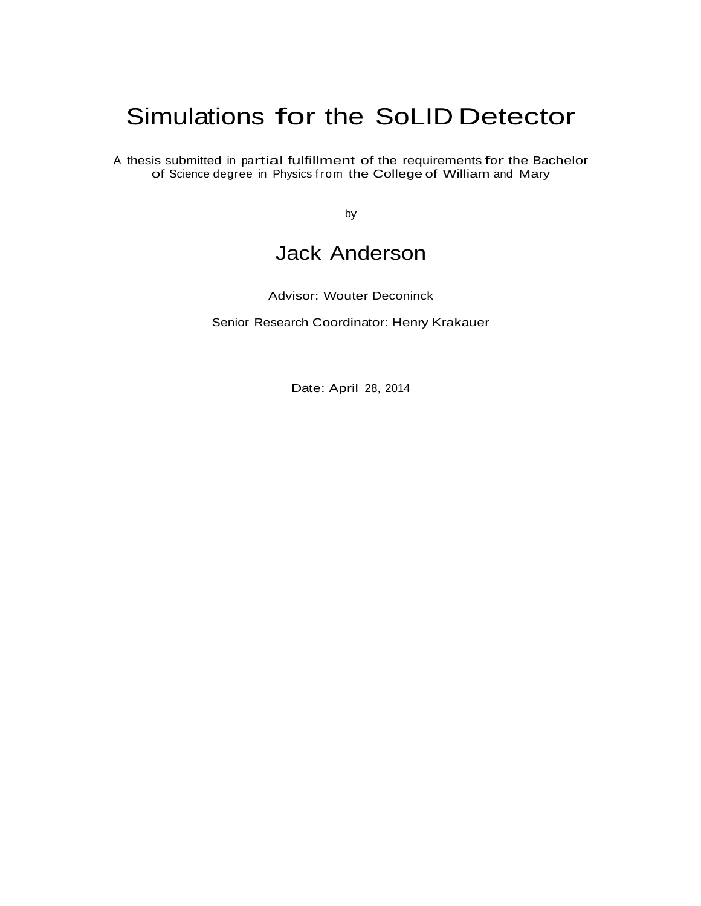# Simulations for the SoLID Detector

A thesis submitted in partial fulfillment of the requirements for the Bachelor of Science degree in Physics from the College of William and Mary

by

## Jack Anderson

Advisor: Wouter Deconinck

Senior Research Coordinator: Henry Krakauer

Date: April 28, 2014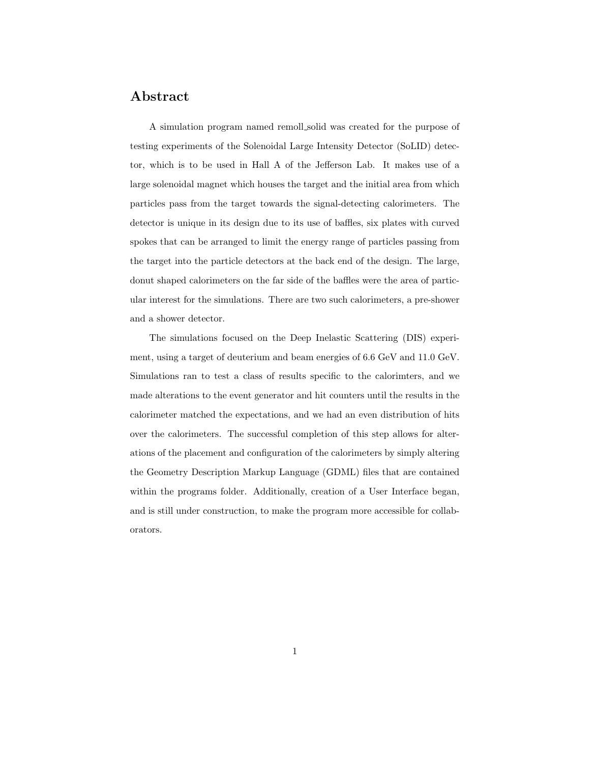# Abstract

A simulation program named remoll_solid was created for the purpose of testing experiments of the Solenoidal Large Intensity Detector (SoLID) detector, which is to be used in Hall A of the Jefferson Lab. It makes use of a large solenoidal magnet which houses the target and the initial area from which particles pass from the target towards the signal-detecting calorimeters. The detector is unique in its design due to its use of baffles, six plates with curved spokes that can be arranged to limit the energy range of particles passing from the target into the particle detectors at the back end of the design. The large, donut shaped calorimeters on the far side of the baffles were the area of particular interest for the simulations. There are two such calorimeters, a pre-shower and a shower detector.

The simulations focused on the Deep Inelastic Scattering (DIS) experiment, using a target of deuterium and beam energies of 6.6 GeV and 11.0 GeV. Simulations ran to test a class of results specific to the calorimters, and we made alterations to the event generator and hit counters until the results in the calorimeter matched the expectations, and we had an even distribution of hits over the calorimeters. The successful completion of this step allows for alterations of the placement and configuration of the calorimeters by simply altering the Geometry Description Markup Language (GDML) files that are contained within the programs folder. Additionally, creation of a User Interface began, and is still under construction, to make the program more accessible for collaborators.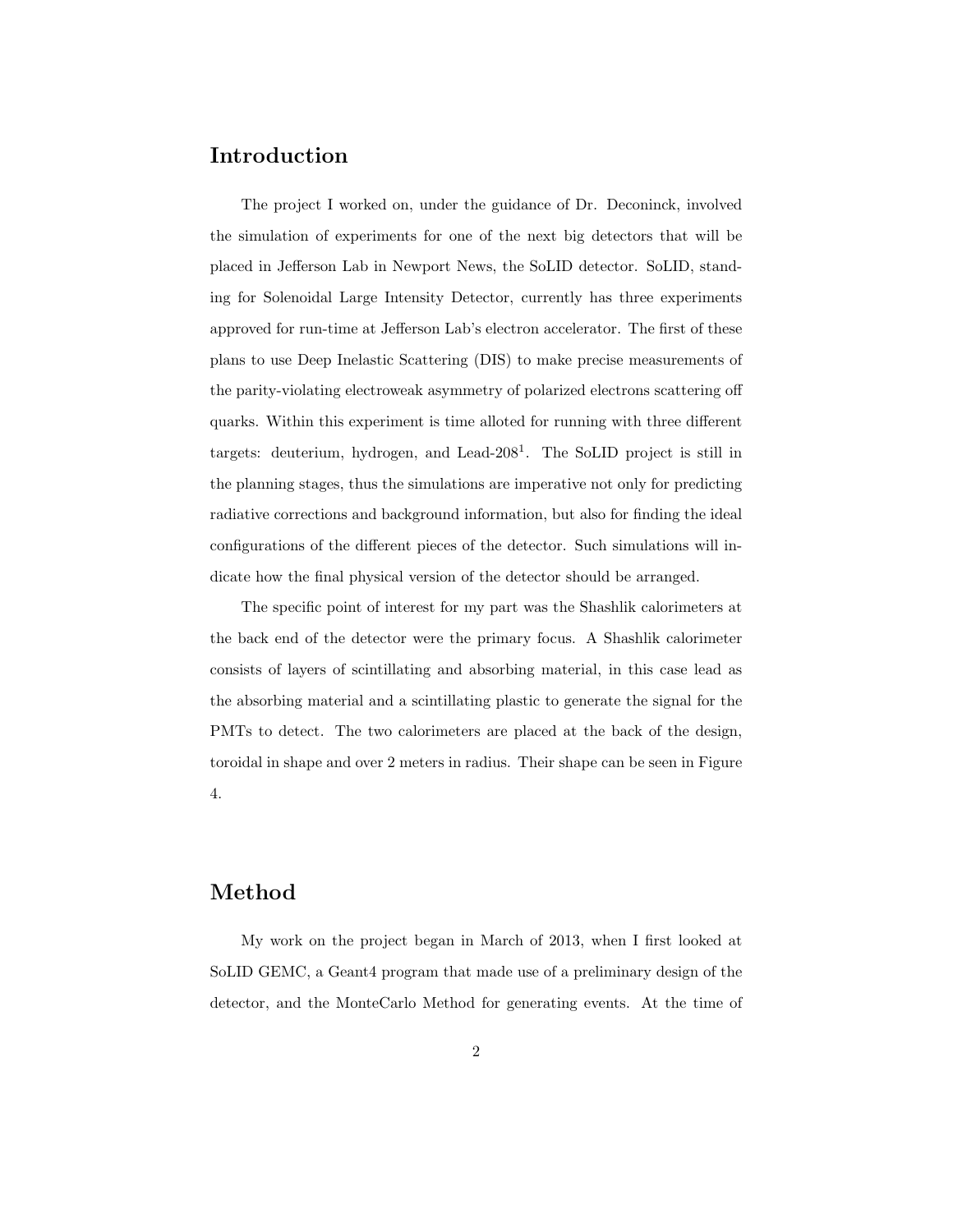## Introduction

The project I worked on, under the guidance of Dr. Deconinck, involved the simulation of experiments for one of the next big detectors that will be placed in Jefferson Lab in Newport News, the SoLID detector. SoLID, standing for Solenoidal Large Intensity Detector, currently has three experiments approved for run-time at Jefferson Lab's electron accelerator. The first of these plans to use Deep Inelastic Scattering (DIS) to make precise measurements of the parity-violating electroweak asymmetry of polarized electrons scattering off quarks. Within this experiment is time alloted for running with three different targets: deuterium, hydrogen, and Lead-208[1]. The SoLID project is still in the planning stages, thus the simulations are imperative not only for predicting radiative corrections and background information, but also for finding the ideal configurations of the different pieces of the detector. Such simulations will indicate how the final physical version of the detector should be arranged.

The specific point of interest for my part was the Shashlik calorimeters at the back end of the detector were the primary focus. A Shashlik calorimeter consists of layers of scintillating and absorbing material, in this case lead as the absorbing material and a scintillating plastic to generate the signal for the PMTs to detect. The two calorimeters are placed at the back of the design, toroidal in shape and over 2 meters in radius. Their shape can be seen in Figure 4.

## Method

My work on the project began in March of 2013, when I first looked at SoLID GEMC, a Geant4 program that made use of a preliminary design of the detector, and the MonteCarlo Method for generating events. At the time of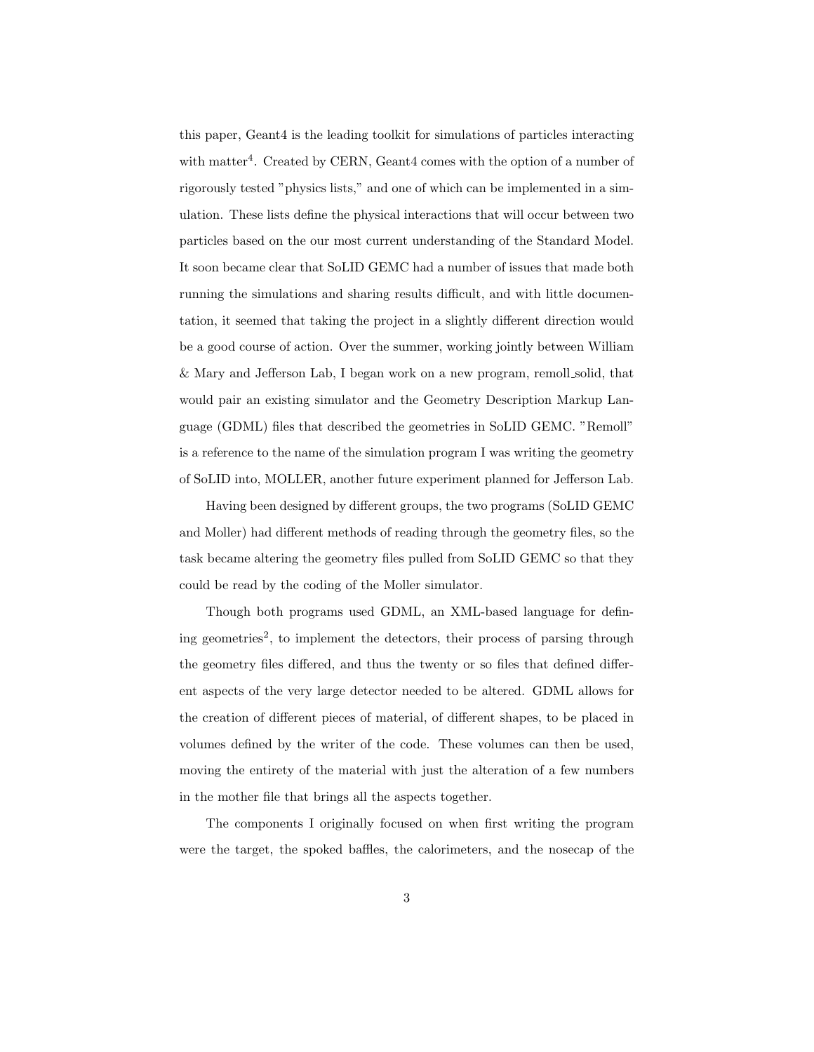this paper, Geant4 is the leading toolkit for simulations of particles interacting with matter[4]. Created by CERN, Geant4 comes with the option of a number of rigorously tested "physics lists," and one of which can be implemented in a simulation. These lists define the physical interactions that will occur between two particles based on the our most current understanding of the Standard Model. It soon became clear that SoLID GEMC had a number of issues that made both running the simulations and sharing results difficult, and with little documentation, it seemed that taking the project in a slightly different direction would be a good course of action. Over the summer, working jointly between William & Mary and Jefferson Lab, I began work on a new program, remoll_solid, that would pair an existing simulator and the Geometry Description Markup Language (GDML) files that described the geometries in SoLID GEMC. "Remoll" is a reference to the name of the simulation program I was writing the geometry of SoLID into, MOLLER, another future experiment planned for Jefferson Lab.

Having been designed by different groups, the two programs (SoLID GEMC and Moller) had different methods of reading through the geometry files, so the task became altering the geometry files pulled from SoLID GEMC so that they could be read by the coding of the Moller simulator.

Though both programs used GDML, an XML-based language for defining geometries[2], to implement the detectors, their process of parsing through the geometry files differed, and thus the twenty or so files that defined different aspects of the very large detector needed to be altered. GDML allows for the creation of different pieces of material, of different shapes, to be placed in volumes defined by the writer of the code. These volumes can then be used, moving the entirety of the material with just the alteration of a few numbers in the mother file that brings all the aspects together.

The components I originally focused on when first writing the program were the target, the spoked baffles, the calorimeters, and the nosecap of the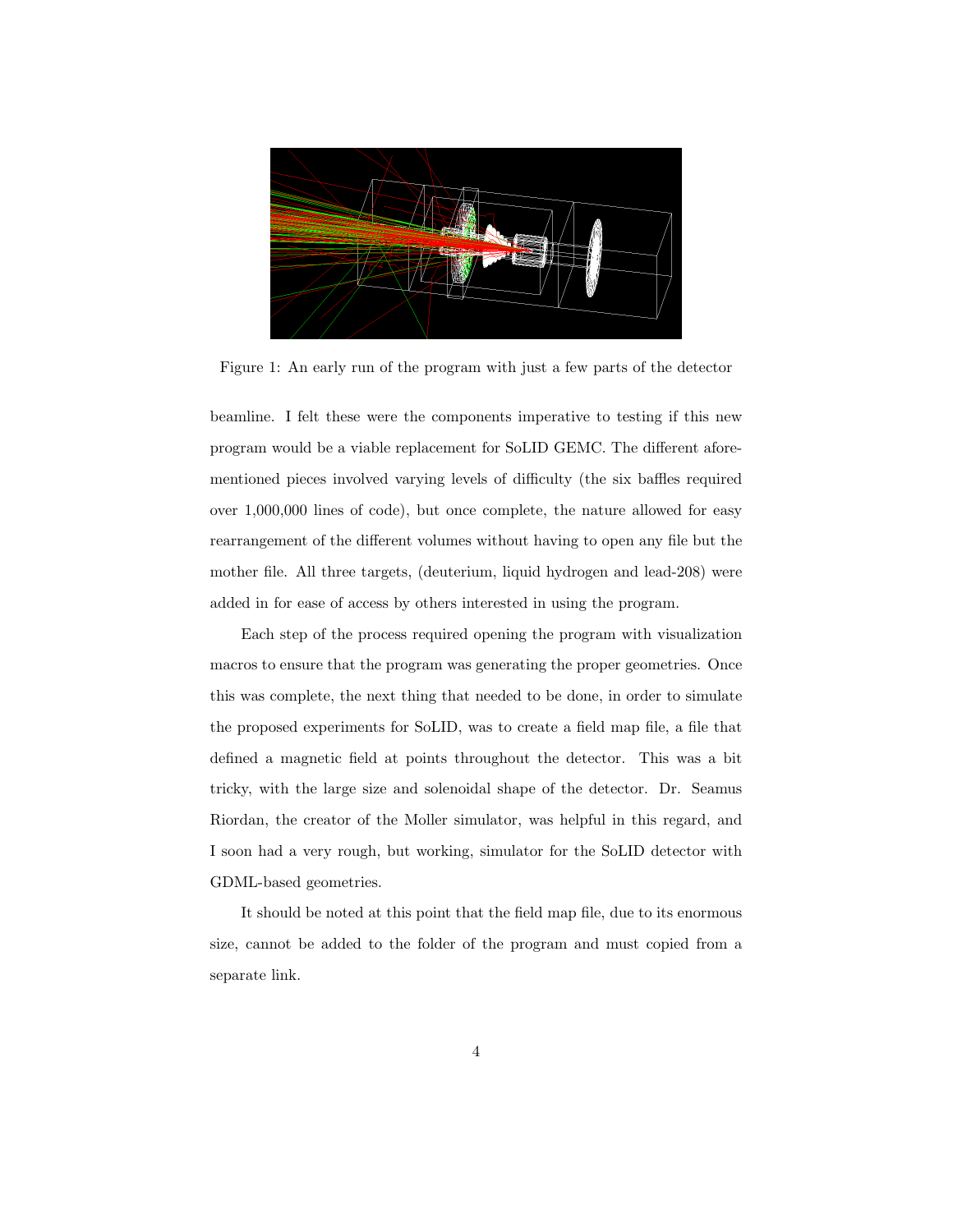Figure 1: An early run of the program with just a few parts of the detector

beamline. I felt these were the components imperative to testing if this new program would be a viable replacement for SoLID GEMC. The different aforementioned pieces involved varying levels of difficulty (the six baffles required over 1,000,000 lines of code), but once complete, the nature allowed for easy rearrangement of the different volumes without having to open any file but the mother file. All three targets, (deuterium, liquid hydrogen and lead-208) were added in for ease of access by others interested in using the program.

Each step of the process required opening the program with visualization macros to ensure that the program was generating the proper geometries. Once this was complete, the next thing that needed to be done, in order to simulate the proposed experiments for SoLID, was to create a field map file, a file that defined a magnetic field at points throughout the detector. This was a bit tricky, with the large size and solenoidal shape of the detector. Dr. Seamus Riordan, the creator of the Moller simulator, was helpful in this regard, and I soon had a very rough, but working, simulator for the SoLID detector with GDML-based geometries.

It should be noted at this point that the field map file, due to its enormous size, cannot be added to the folder of the program and must copied from a separate link.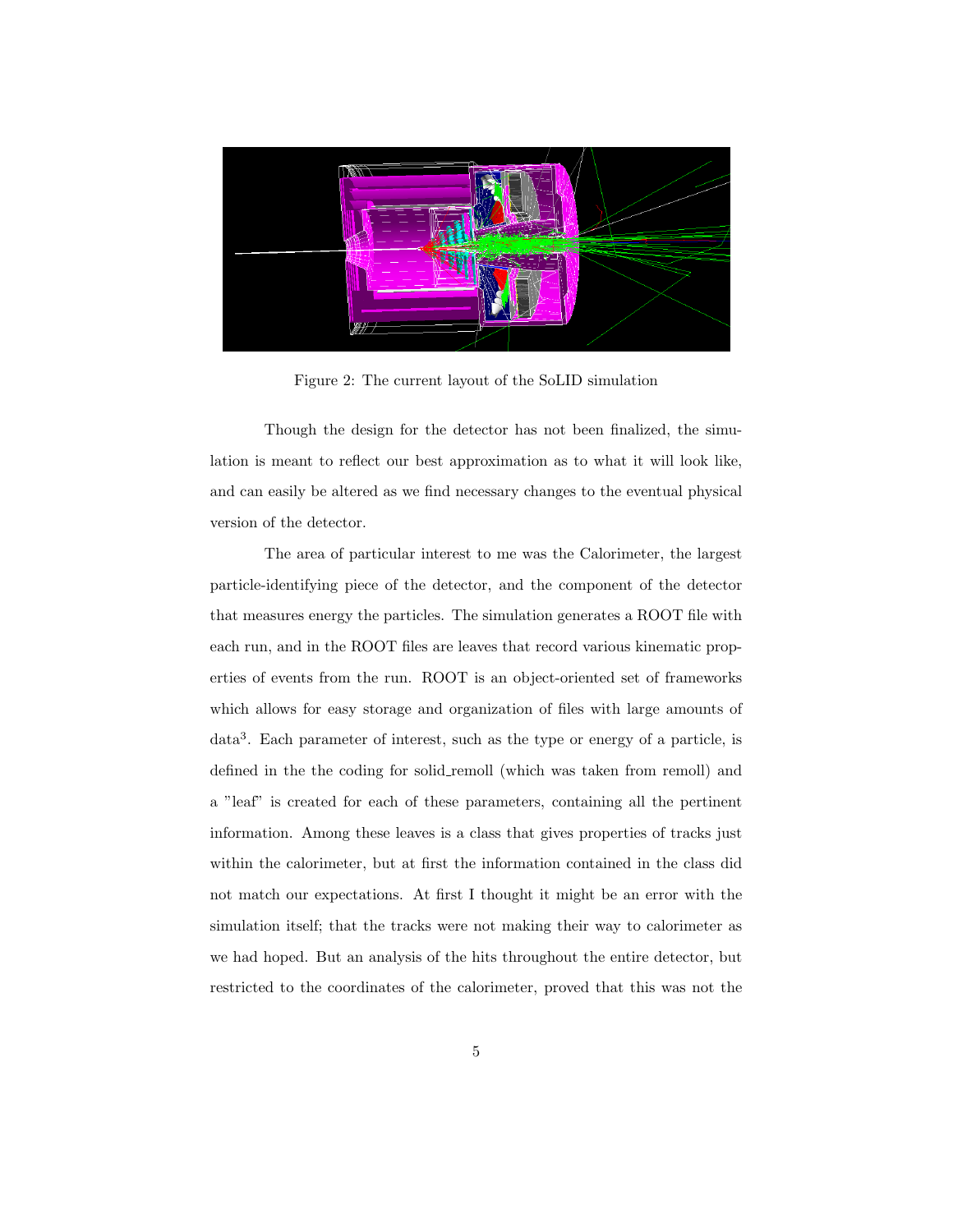Figure 2: The current layout of the SoLID simulation

Though the design for the detector has not been finalized, the simulation is meant to reflect our best approximation as to what it will look like, and can easily be altered as we find necessary changes to the eventual physical version of the detector.

The area of particular interest to me was the Calorimeter, the largest particle-identifying piece of the detector, and the component of the detector that measures energy the particles. The simulation generates a ROOT file with each run, and in the ROOT files are leaves that record various kinematic properties of events from the run. ROOT is an object-oriented set of frameworks which allows for easy storage and organization of files with large amounts of data[3]. Each parameter of interest, such as the type or energy of a particle, is defined in the the coding for solid_remoll (which was taken from remoll) and a "leaf" is created for each of these parameters, containing all the pertinent information. Among these leaves is a class that gives properties of tracks just within the calorimeter, but at first the information contained in the class did not match our expectations. At first I thought it might be an error with the simulation itself; that the tracks were not making their way to calorimeter as we had hoped. But an analysis of the hits throughout the entire detector, but restricted to the coordinates of the calorimeter, proved that this was not the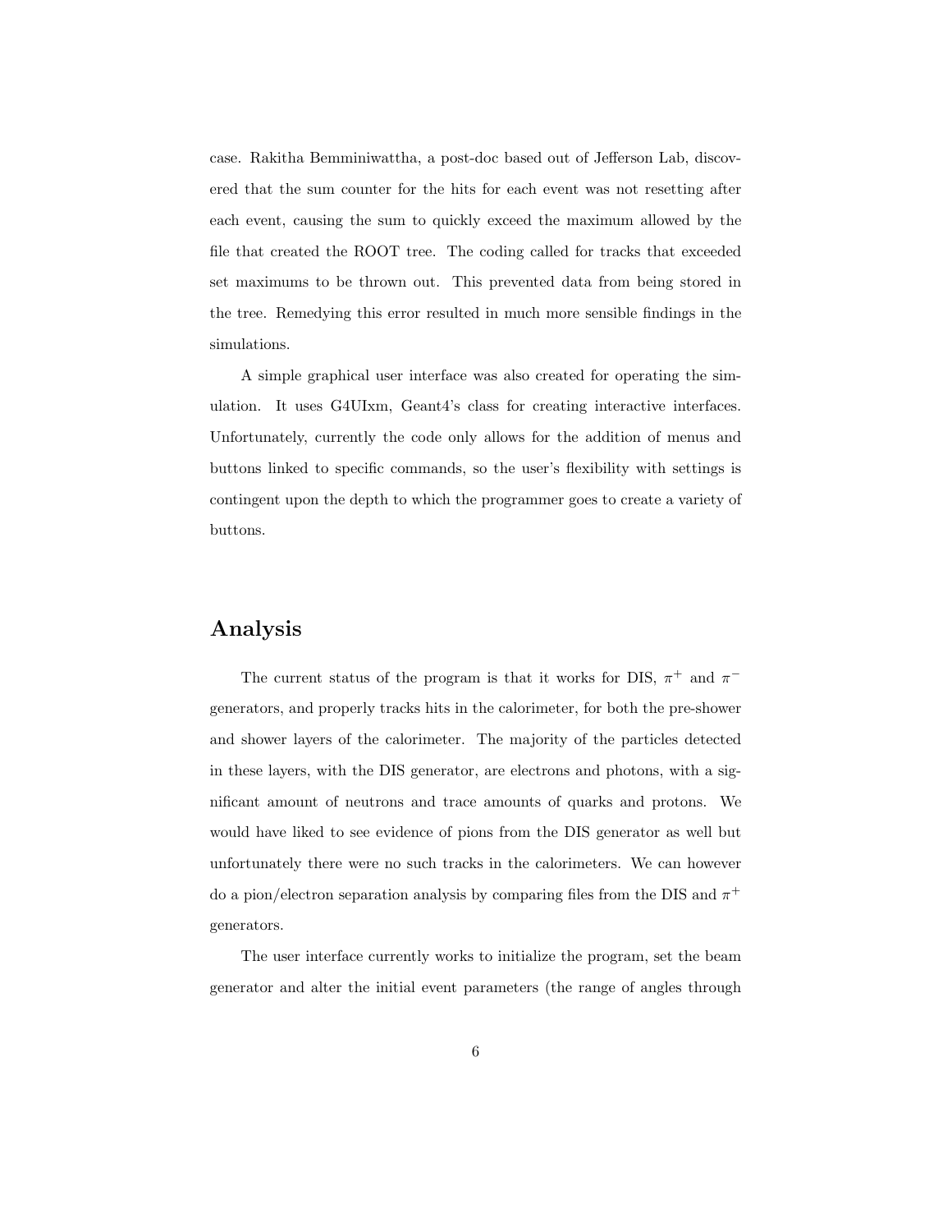case. Rakitha Bemminiwattha, a post-doc based out of Jefferson Lab, discovered that the sum counter for the hits for each event was not resetting after each event, causing the sum to quickly exceed the maximum allowed by the file that created the ROOT tree. The coding called for tracks that exceeded set maximums to be thrown out. This prevented data from being stored in the tree. Remedying this error resulted in much more sensible findings in the simulations.

A simple graphical user interface was also created for operating the simulation. It uses G4UIxm, Geant4's class for creating interactive interfaces. Unfortunately, currently the code only allows for the addition of menus and buttons linked to specific commands, so the user's flexibility with settings is contingent upon the depth to which the programmer goes to create a variety of buttons.

## Analysis

The current status of the program is that it works for DIS, $\pi^+$ and $\pi^-$ generators, and properly tracks hits in the calorimeter, for both the pre-shower and shower layers of the calorimeter. The majority of the particles detected in these layers, with the DIS generator, are electrons and photons, with a significant amount of neutrons and trace amounts of quarks and protons. We would have liked to see evidence of pions from the DIS generator as well but unfortunately there were no such tracks in the calorimeters. We can however do a pion/electron separation analysis by comparing files from the DIS and $\pi^+$ generators.

The user interface currently works to initialize the program, set the beam generator and alter the initial event parameters (the range of angles through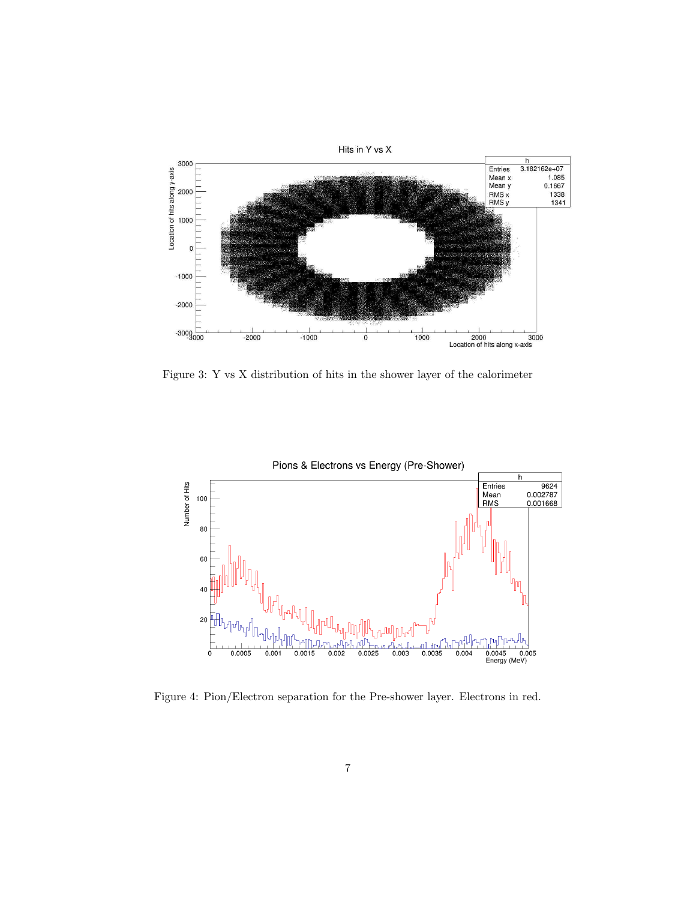Figure 3: Y vs X distribution of hits in the shower layer of the calorimeter

Figure 4: Pion/Electron separation for the Pre-shower layer. Electrons in red.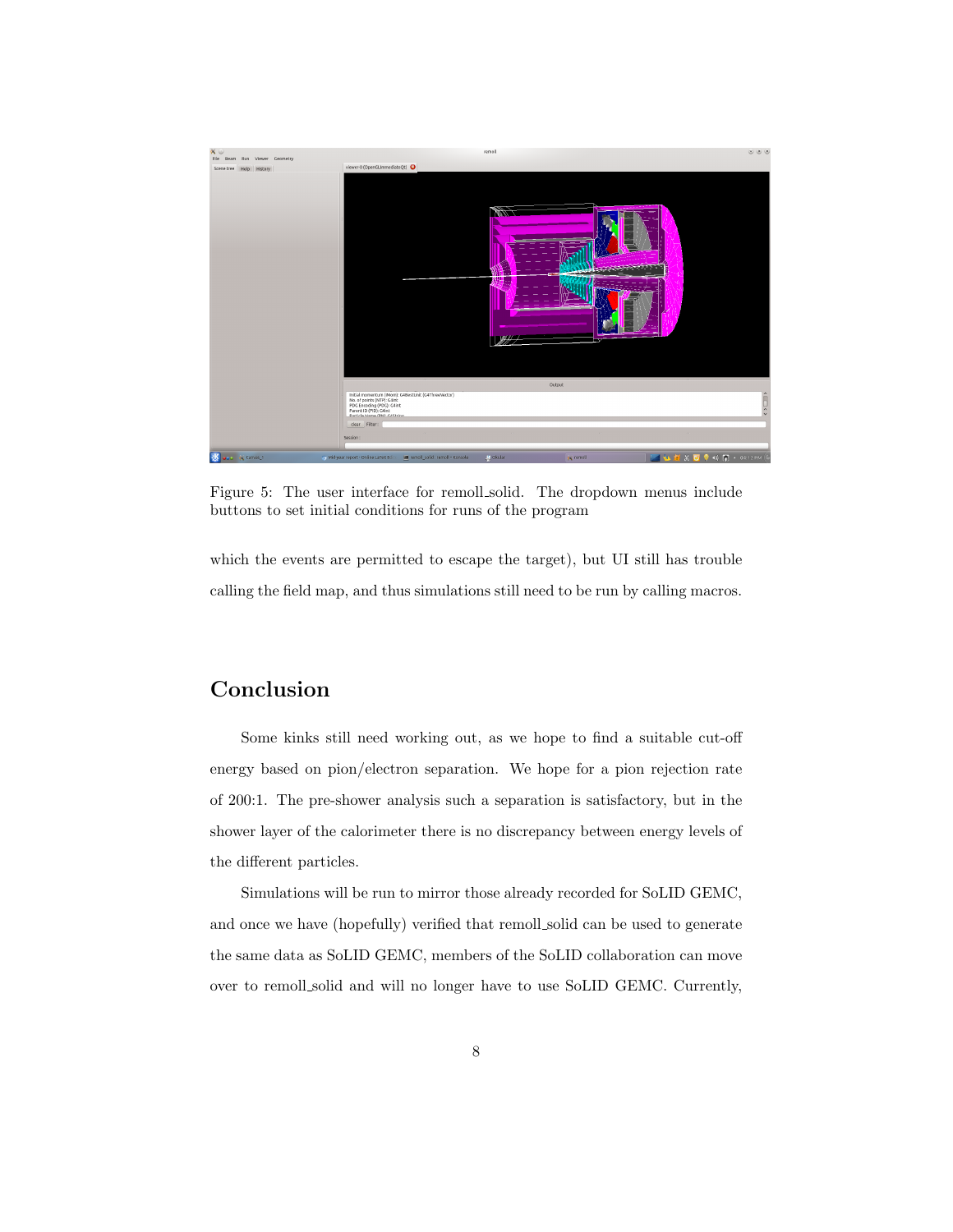Figure 5: The user interface for remoll_solid. The dropdown menus include buttons to set initial conditions for runs of the program

which the events are permitted to escape the target), but UI still has trouble calling the field map, and thus simulations still need to be run by calling macros.

## Conclusion

Some kinks still need working out, as we hope to find a suitable cut-off energy based on pion/electron separation. We hope for a pion rejection rate of 200:1. The pre-shower analysis such a separation is satisfactory, but in the shower layer of the calorimeter there is no discrepancy between energy levels of the different particles.

Simulations will be run to mirror those already recorded for SoLID GEMC, and once we have (hopefully) verified that remoll_solid can be used to generate the same data as SoLID GEMC, members of the SoLID collaboration can move over to remoll_solid and will no longer have to use SoLID GEMC. Currently,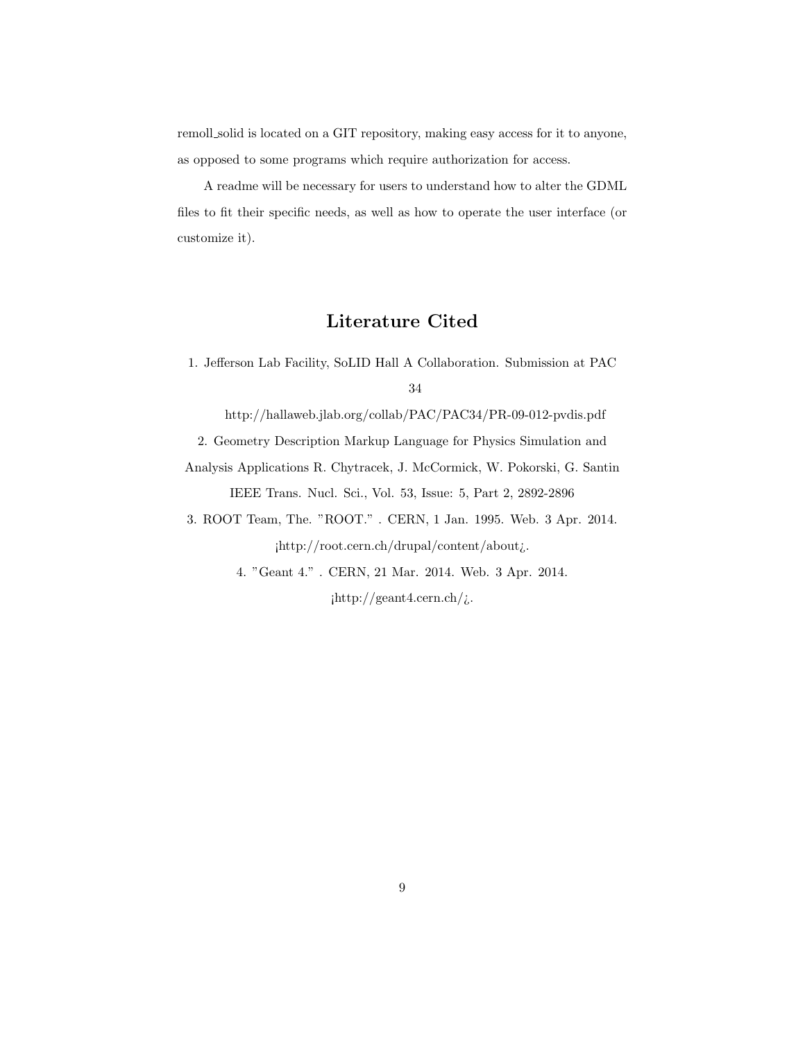remoll_solid is located on a GIT repository, making easy access for it to anyone, as opposed to some programs which require authorization for access.

A readme will be necessary for users to understand how to alter the GDML files to fit their specific needs, as well as how to operate the user interface (or customize it).

## Literature Cited

1. Jefferson Lab Facility, SoLID Hall A Collaboration. Submission at PAC 34

   http://hallaweb.jlab.org/collab/PAC/PAC34/PR-09-012-pvdis.pdf

2. Geometry Description Markup Language for Physics Simulation and Analysis Applications R. Chytracek, J. McCormick, W. Pokorski, G. Santin IEEE Trans. Nucl. Sci., Vol. 53, Issue: 5, Part 2, 2892-2896

3. ROOT Team, The. "ROOT." . CERN, 1 Jan. 1995. Web. 3 Apr. 2014. ¡http://root.cern.ch/drupal/content/about¿.

4. "Geant 4." . CERN, 21 Mar. 2014. Web. 3 Apr. 2014. ¡http://geant4.cern.ch/¿.